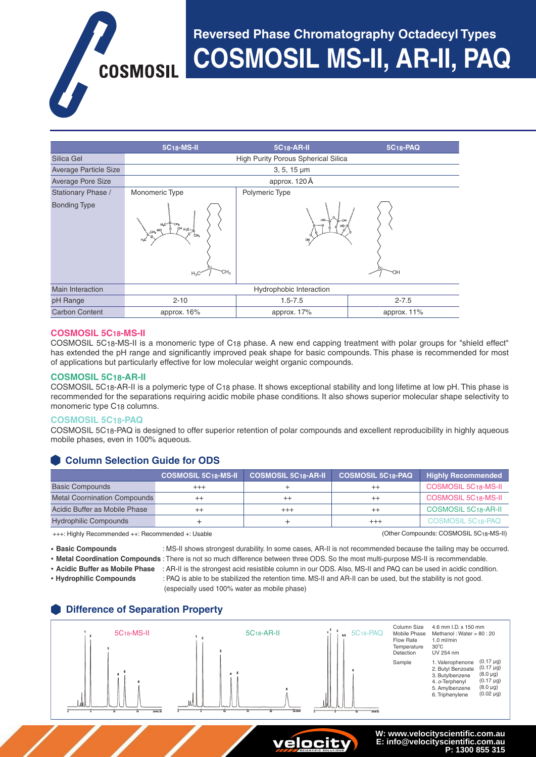# Reversed Phase Chromatography Octadecyl Types

# COSMOSIL MS-II, AR-II, PAQ

| | $5C_{18}$-MS-II | $5C_{18}$-AR-II | $5C_{18}$-PAQ |
|---|---|---|---|
| Silica Gel | High Purity Porous Spherical Silica | | |
| Average Particle Size | 3, 5, 15 μm | | |
| Average Pore Size | approx. 120 Å | | |
| Stationary Phase / Bonding Type | Monomeric Type | Polymeric Type | |
| Main Interaction | Hydrophobic Interaction | | |
| pH Range | 2-10 | 1.5-7.5 | 2-7.5 |
| Carbon Content | approx. 16% | approx. 17% | approx. 11% |

### COSMOSIL $5C_{18}$-MS-II

COSMOSIL $5C_{18}$-MS-II is a monomeric type of $C_{18}$ phase. A new end capping treatment with polar groups for "shield effect" has extended the pH range and significantly improved peak shape for basic compounds. This phase is recommended for most of applications but particularly effective for low molecular weight organic compounds.

### COSMOSIL $5C_{18}$-AR-II

COSMOSIL $5C_{18}$-AR-II is a polymeric type of $C_{18}$ phase. It shows exceptional stability and long lifetime at low pH. This phase is recommended for the separations requiring acidic mobile phase conditions. It also shows superior molecular shape selectivity to monomeric type $C_{18}$ columns.

### COSMOSIL $5C_{18}$-PAQ

COSMOSIL $5C_{18}$-PAQ is designed to offer superior retention of polar compounds and excellent reproducibility in highly aqueous mobile phases, even in 100% aqueous.

## Column Selection Guide for ODS

| | COSMOSIL $5C_{18}$-MS-II | COSMOSIL $5C_{18}$-AR-II | COSMOSIL $5C_{18}$-PAQ | Highly Recommended |
|---|---|---|---|---|
| Basic Compounds | +++ | + | ++ | COSMOSIL $5C_{18}$-MS-II |
| Metal Coornination Compounds | ++ | ++ | ++ | COSMOSIL $5C_{18}$-MS-II |
| Acidic Buffer as Mobile Phase | ++ | +++ | ++ | COSMOSIL $5C_{18}$-AR-II |
| Hydrophilic Compounds | + | + | +++ | COSMOSIL $5C_{18}$-PAQ |

+++: Highly Recommended ++: Recommended +: Usable

(Other Compounds: COSMOSIL $5C_{18}$-MS-II)

- **Basic Compounds** : MS-II shows strongest durability. In some cases, AR-II is not recommended because the tailing may be occurred.
- **Metal Coordination Compounds** : There is not so much difference between three ODS. So the most multi-purpose MS-II is recommendable.
- **Acidic Buffer as Mobile Phase** : AR-II is the strongest acid resistible column in our ODS. Also, MS-II and PAQ can be used in acidic condition.
- **Hydrophilic Compounds** : PAQ is able to be stabilized the retention time. MS-II and AR-II can be used, but the stability is not good. (especially used 100% water as mobile phase)

## Difference of Separation Property

$5C_{18}$-MS-II | $5C_{18}$-AR-II | $5C_{18}$-PAQ

| | |
|---|---|
| Column Size | 4.6 mm I.D. x 150 mm |
| Mobile Phase | Methanol : Water = 80 : 20 |
| Flow Rate | 1.0 ml/min |
| Temperature | 30℃ |
| Detection | UV 254 nm |
| Sample | 1. Valerophenone (0.17 μg) |
| | 2. Butyl Benzoate (0.17 μg) |
| | 3. Butylbenzene (8.0 μg) |
| | 4. o-Terphenyl (0.17 μg) |
| | 5. Amylbenzene (8.0 μg) |
| | 6. Triphenylene (0.02 μg) |

W: www.velocityscientific.com.au
E: info@velocityscientific.com.au
P: 1300 855 315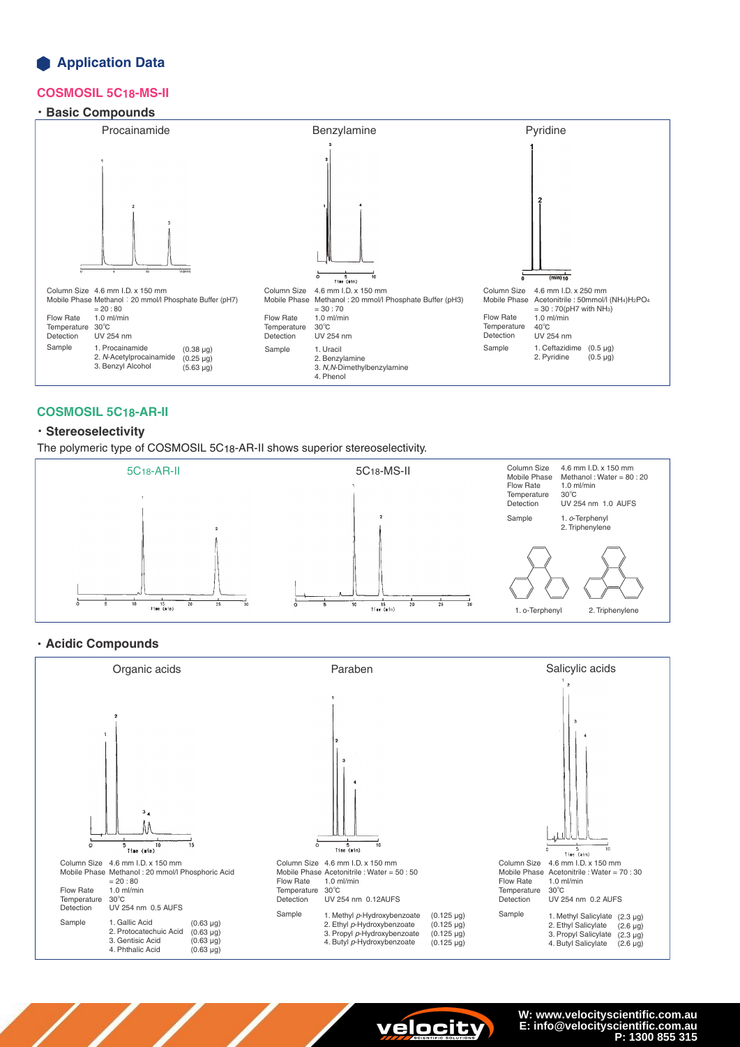## Application Data

### COSMOSIL 5C18-MS-II

**・Basic Compounds**

**Procainamide**

Column Size 4.6 mm I.D. x 150 mm
Mobile Phase Methanol : 20 mmol/l Phosphate Buffer (pH7) = 20 : 80
Flow Rate 1.0 ml/min
Temperature 30℃
Detection UV 254 nm
Sample
1. Procainamide (0.38 μg)
2. *N*-Acetylprocainamide (0.25 μg)
3. Benzyl Alcohol (5.63 μg)

**Benzylamine**

Column Size 4.6 mm I.D. x 150 mm
Mobile Phase Methanol : 20 mmol/l Phosphate Buffer (pH3) = 30 : 70
Flow Rate 1.0 ml/min
Temperature 30℃
Detection UV 254 nm
Sample
1. Uracil
2. Benzylamine
3. *N,N*-Dimethylbenzylamine
4. Phenol

**Pyridine**

Column Size 4.6 mm I.D. x 250 mm
Mobile Phase Acetonitrile : 50mmol/l $(NH_4)H_2PO_4$ = 30 : 70(pH7 with $NH_3$)
Flow Rate 1.0 ml/min
Temperature 40℃
Detection UV 254 nm
Sample
1. Ceftazidime (0.5 μg)
2. Pyridine (0.5 μg)

### COSMOSIL 5C18-AR-II

**・Stereoselectivity**

The polymeric type of COSMOSIL 5C18-AR-II shows superior stereoselectivity.

5C18-AR-II | 5C18-MS-II

Column Size 4.6 mm I.D. x 150 mm
Mobile Phase Methanol : Water = 80 : 20
Flow Rate 1.0 ml/min
Temperature 30℃
Detection UV 254 nm 1.0 AUFS
Sample
1. *o*-Terphenyl
2. Triphenylene

1. o-Terphenyl 2. Triphenylene

**・Acidic Compounds**

**Organic acids**

Column Size 4.6 mm I.D. x 150 mm
Mobile Phase Methanol : 20 mmol/l Phosphoric Acid = 20 : 80
Flow Rate 1.0 ml/min
Temperature 30℃
Detection UV 254 nm 0.5 AUFS
Sample
1. Gallic Acid (0.63 μg)
2. Protocatechuic Acid (0.63 μg)
3. Gentisic Acid (0.63 μg)
4. Phthalic Acid (0.63 μg)

**Paraben**

Column Size 4.6 mm I.D. x 150 mm
Mobile Phase Acetonitrile : Water = 50 : 50
Flow Rate 1.0 ml/min
Temperature 30℃
Detection UV 254 nm 0.12AUFS
Sample
1. Methyl *p*-Hydroxybenzoate (0.125 μg)
2. Ethyl *p*-Hydroxybenzoate (0.125 μg)
3. Propyl *p*-Hydroxybenzoate (0.125 μg)
4. Butyl *p*-Hydroxybenzoate (0.125 μg)

**Salicylic acids**

Column Size 4.6 mm I.D. x 150 mm
Mobile Phase Acetonitrile : Water = 70 : 30
Flow Rate 1.0 ml/min
Temperature 30℃
Detection UV 254 nm 0.2 AUFS
Sample
1. Methyl Salicylate (2.3 μg)
2. Ethyl Salicylate (2.6 μg)
3. Propyl Salicylate (2.3 μg)
4. Butyl Salicylate (2.6 μg)

W: www.velocityscientific.com.au
E: info@velocityscientific.com.au
P: 1300 855 315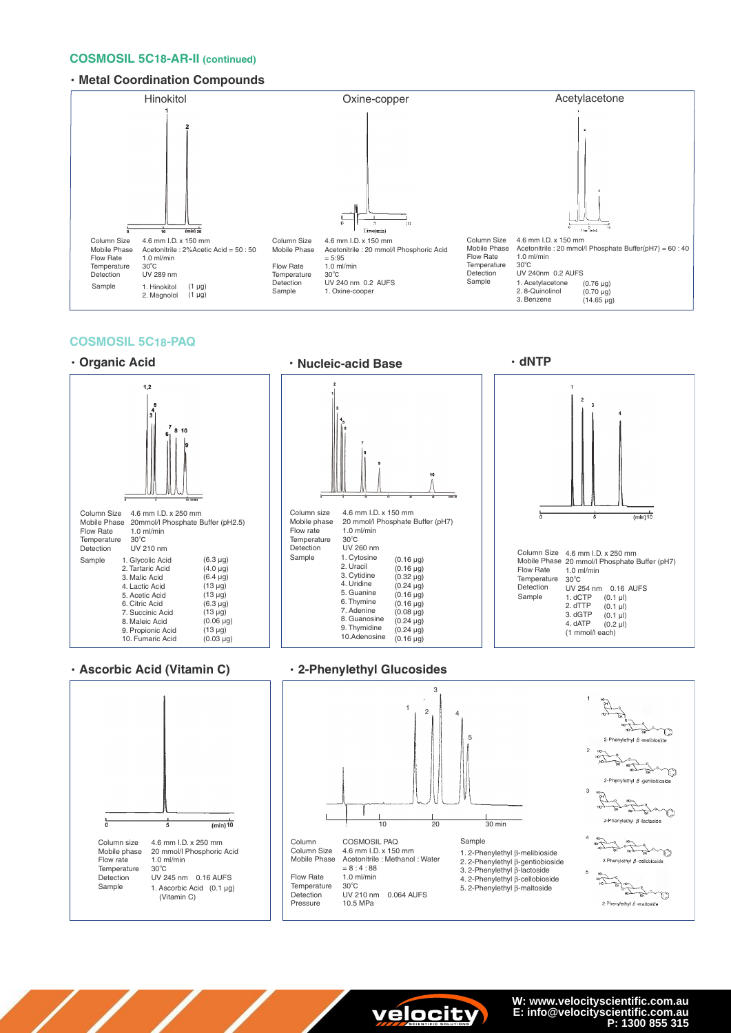## COSMOSIL 5C18-AR-II (continued)

### • Metal Coordination Compounds

**Hinokitol**

| | |
|---|---|
| Column Size | 4.6 mm I.D. x 150 mm |
| Mobile Phase | Acetonitrile : 2%Acetic Acid = 50 : 50 |
| Flow Rate | 1.0 ml/min |
| Temperature | 30°C |
| Detection | UV 289 nm |
| Sample | 1. Hinokitol (1 μg)<br>2. Magnolol (1 μg) |

**Oxine-copper**

| | |
|---|---|
| Column Size | 4.6 mm I.D. x 150 mm |
| Mobile Phase | Acetonitrile : 20 mmol/l Phosphoric Acid = 5:95 |
| Flow Rate | 1.0 ml/min |
| Temperature | 30°C |
| Detection | UV 240 nm 0.2 AUFS |
| Sample | 1. Oxine-cooper |

**Acetylacetone**

| | |
|---|---|
| Column Size | 4.6 mm I.D. x 150 mm |
| Mobile Phase | Acetonitrile : 20 mmol/l Phosphate Buffer(pH7) = 60 : 40 |
| Flow Rate | 1.0 ml/min |
| Temperature | 30°C |
| Detection | UV 240nm 0.2 AUFS |
| Sample | 1. Acetylacetone (0.76 μg)<br>2. 8-Quinolinol (0.70 μg)<br>3. Benzene (14.65 μg) |

## COSMOSIL 5C18-PAQ

### • Organic Acid

| | |
|---|---|
| Column Size | 4.6 mm I.D. x 250 mm |
| Mobile Phase | 20mmol/l Phosphate Buffer (pH2.5) |
| Flow Rate | 1.0 ml/min |
| Temperature | 30°C |
| Detection | UV 210 nm |
| Sample | 1. Glycolic Acid (6.3 μg)<br>2. Tartaric Acid (4.0 μg)<br>3. Malic Acid (6.4 μg)<br>4. Lactic Acid (13 μg)<br>5. Acetic Acid (13 μg)<br>6. Citric Acid (6.3 μg)<br>7. Succinic Acid (13 μg)<br>8. Maleic Acid (0.06 μg)<br>9. Propionic Acid (13 μg)<br>10. Fumaric Acid (0.03 μg) |

### • Nucleic-acid Base

| | |
|---|---|
| Column size | 4.6 mm I.D. x 150 mm |
| Mobile phase | 20 mmol/l Phosphate Buffer (pH7) |
| Flow rate | 1.0 ml/min |
| Temperature | 30°C |
| Detection | UV 260 nm |
| Sample | 1. Cytosine (0.16 μg)<br>2. Uracil (0.16 μg)<br>3. Cytidine (0.32 μg)<br>4. Uridine (0.24 μg)<br>5. Guanine (0.16 μg)<br>6. Thymine (0.16 μg)<br>7. Adenine (0.08 μg)<br>8. Guanosine (0.24 μg)<br>9. Thymidine (0.24 μg)<br>10. Adenosine (0.16 μg) |

### • dNTP

| | |
|---|---|
| Column Size | 4.6 mm I.D. x 250 mm |
| Mobile Phase | 20 mmol/l Phosphate Buffer (pH7) |
| Flow Rate | 1.0 ml/min |
| Temperature | 30°C |
| Detection | UV 254 nm 0.16 AUFS |
| Sample | 1. dCTP (0.1 μl)<br>2. dTTP (0.1 μl)<br>3. dGTP (0.1 μl)<br>4. dATP (0.2 μl)<br>(1 mmol/l each) |

### • Ascorbic Acid (Vitamin C)

| | |
|---|---|
| Column size | 4.6 mm I.D. x 250 mm |
| Mobile phase | 20 mmol/l Phosphoric Acid |
| Flow rate | 1.0 ml/min |
| Temperature | 30°C |
| Detection | UV 245 nm 0.16 AUFS |
| Sample | 1. Ascorbic Acid (0.1 μg) (Vitamin C) |

### • 2-Phenylethyl Glucosides

| | |
|---|---|
| Column | COSMOSIL PAQ |
| Column Size | 4.6 mm I.D. x 150 mm |
| Mobile Phase | Acetonitrile : Methanol : Water = 8 : 4 : 88 |
| Flow Rate | 1.0 ml/min |
| Temperature | 30°C |
| Detection | UV 210 nm 0.064 AUFS |
| Pressure | 10.5 MPa |

Sample
1. 2-Phenylethyl β-melibioside
2. 2-Phenylethyl β-gentiobioside
3. 2-Phenylethyl β-lactoside
4. 2-Phenylethyl β-cellobioside
5. 2-Phenylethyl β-maltoside

W: www.velocityscientific.com.au
E: info@velocityscientific.com.au
P: 1300 855 315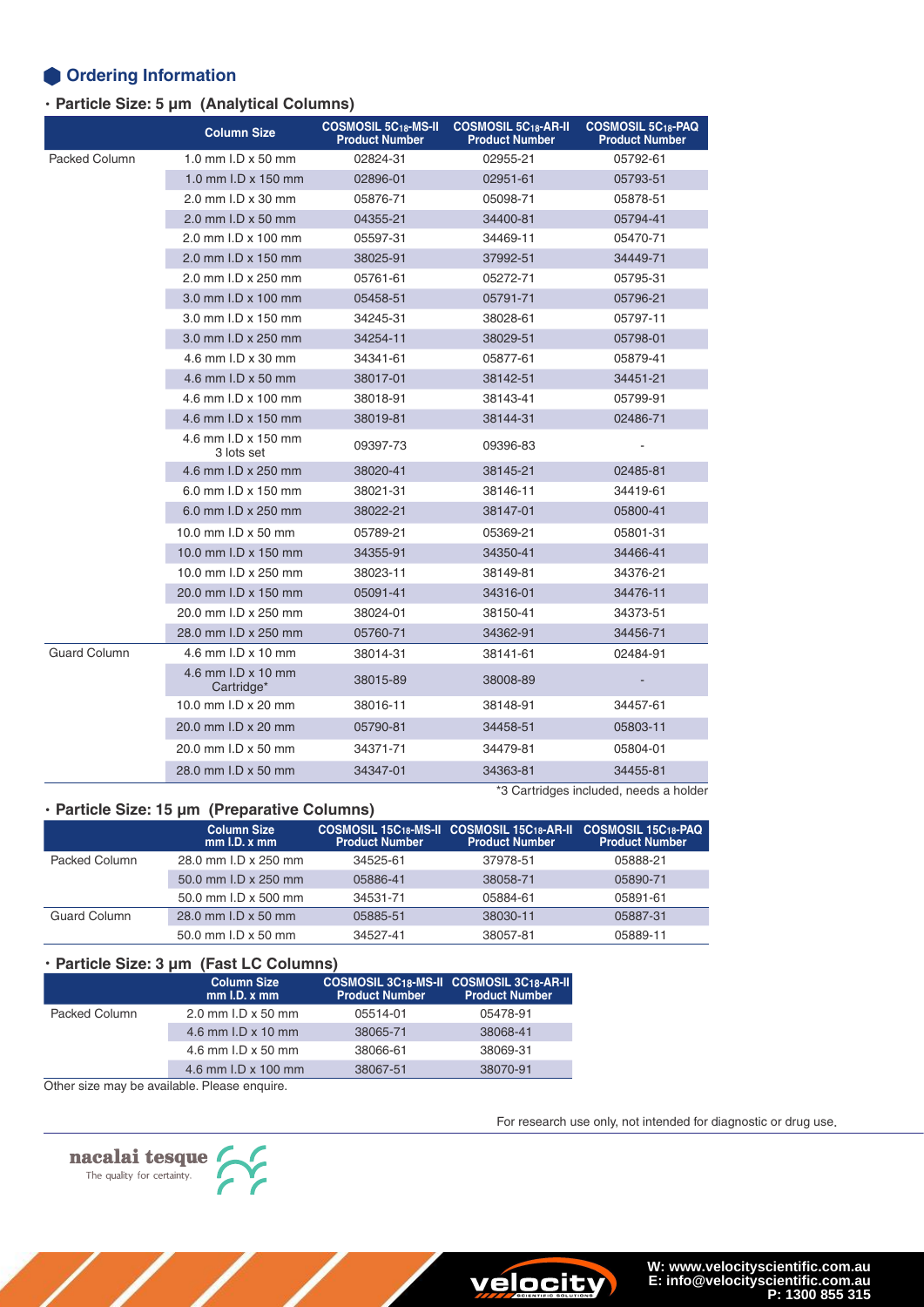## Ordering Information

### ・Particle Size: 5 μm (Analytical Columns)

| | Column Size | COSMOSIL 5C$_{18}$-MS-II Product Number | COSMOSIL 5C$_{18}$-AR-II Product Number | COSMOSIL 5C$_{18}$-PAQ Product Number |
|---|---|---|---|---|
| Packed Column | 1.0 mm I.D x 50 mm | 02824-31 | 02955-21 | 05792-61 |
| | 1.0 mm I.D x 150 mm | 02896-01 | 02951-61 | 05793-51 |
| | 2.0 mm I.D x 30 mm | 05876-71 | 05098-71 | 05878-51 |
| | 2.0 mm I.D x 50 mm | 04355-21 | 34400-81 | 05794-41 |
| | 2.0 mm I.D x 100 mm | 05597-31 | 34469-11 | 05470-71 |
| | 2.0 mm I.D x 150 mm | 38025-91 | 37992-51 | 34449-71 |
| | 2.0 mm I.D x 250 mm | 05761-61 | 05272-71 | 05795-31 |
| | 3.0 mm I.D x 100 mm | 05458-51 | 05791-71 | 05796-21 |
| | 3.0 mm I.D x 150 mm | 34245-31 | 38028-61 | 05797-11 |
| | 3.0 mm I.D x 250 mm | 34254-11 | 38029-51 | 05798-01 |
| | 4.6 mm I.D x 30 mm | 34341-61 | 05877-61 | 05879-41 |
| | 4.6 mm I.D x 50 mm | 38017-01 | 38142-51 | 34451-21 |
| | 4.6 mm I.D x 100 mm | 38018-91 | 38143-41 | 05799-91 |
| | 4.6 mm I.D x 150 mm | 38019-81 | 38144-31 | 02486-71 |
| | 4.6 mm I.D x 150 mm 3 lots set | 09397-73 | 09396-83 | - |
| | 4.6 mm I.D x 250 mm | 38020-41 | 38145-21 | 02485-81 |
| | 6.0 mm I.D x 150 mm | 38021-31 | 38146-11 | 34419-61 |
| | 6.0 mm I.D x 250 mm | 38022-21 | 38147-01 | 05800-41 |
| | 10.0 mm I.D x 50 mm | 05789-21 | 05369-21 | 05801-31 |
| | 10.0 mm I.D x 150 mm | 34355-91 | 34350-41 | 34466-41 |
| | 10.0 mm I.D x 250 mm | 38023-11 | 38149-81 | 34376-21 |
| | 20.0 mm I.D x 150 mm | 05091-41 | 34316-01 | 34476-11 |
| | 20.0 mm I.D x 250 mm | 38024-01 | 38150-41 | 34373-51 |
| | 28.0 mm I.D x 250 mm | 05760-71 | 34362-91 | 34456-71 |
| Guard Column | 4.6 mm I.D x 10 mm | 38014-31 | 38141-61 | 02484-91 |
| | 4.6 mm I.D x 10 mm Cartridge* | 38015-89 | 38008-89 | - |
| | 10.0 mm I.D x 20 mm | 38016-11 | 38148-91 | 34457-61 |
| | 20.0 mm I.D x 20 mm | 05790-81 | 34458-51 | 05803-11 |
| | 20.0 mm I.D x 50 mm | 34371-71 | 34479-81 | 05804-01 |
| | 28.0 mm I.D x 50 mm | 34347-01 | 34363-81 | 34455-81 |

*3 Cartridges included, needs a holder

### ・Particle Size: 15 μm (Preparative Columns)

| | Column Size mm I.D. x mm | COSMOSIL 15C$_{18}$-MS-II Product Number | COSMOSIL 15C$_{18}$-AR-II Product Number | COSMOSIL 15C$_{18}$-PAQ Product Number |
|---|---|---|---|---|
| Packed Column | 28.0 mm I.D x 250 mm | 34525-61 | 37978-51 | 05888-21 |
| | 50.0 mm I.D x 250 mm | 05886-41 | 38058-71 | 05890-71 |
| | 50.0 mm I.D x 500 mm | 34531-71 | 05884-61 | 05891-61 |
| Guard Column | 28.0 mm I.D x 50 mm | 05885-51 | 38030-11 | 05887-31 |
| | 50.0 mm I.D x 50 mm | 34527-41 | 38057-81 | 05889-11 |

### ・Particle Size: 3 μm (Fast LC Columns)

| | Column Size mm I.D. x mm | COSMOSIL 3C$_{18}$-MS-II Product Number | COSMOSIL 3C$_{18}$-AR-II Product Number |
|---|---|---|---|
| Packed Column | 2.0 mm I.D x 50 mm | 05514-01 | 05478-91 |
| | 4.6 mm I.D x 10 mm | 38065-71 | 38068-41 |
| | 4.6 mm I.D x 50 mm | 38066-61 | 38069-31 |
| | 4.6 mm I.D x 100 mm | 38067-51 | 38070-91 |

Other size may be available. Please enquire.

For research use only, not intended for diagnostic or drug use.

nacalai tesque
The quality for certainty.

velocity SCIENTIFIC SOLUTIONS

W: www.velocityscientific.com.au
E: info@velocityscientific.com.au
P: 1300 855 315